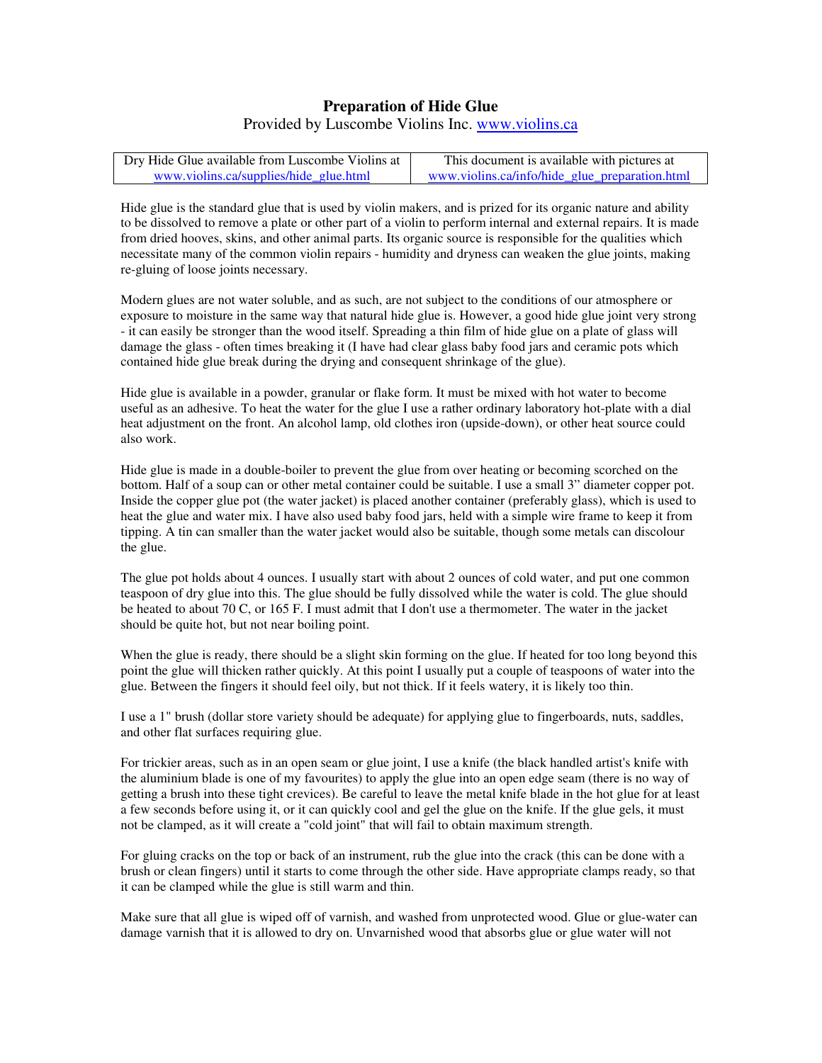# Preparation of Hide Glue

Provided by Luscombe Violins Inc. www.violins.ca

| Dry Hide Glue available from Luscombe Violins at www.violins.ca/supplies/hide_glue.html | This document is available with pictures at www.violins.ca/info/hide_glue_preparation.html |
|---|---|

Hide glue is the standard glue that is used by violin makers, and is prized for its organic nature and ability to be dissolved to remove a plate or other part of a violin to perform internal and external repairs. It is made from dried hooves, skins, and other animal parts. Its organic source is responsible for the qualities which necessitate many of the common violin repairs - humidity and dryness can weaken the glue joints, making re-gluing of loose joints necessary.

Modern glues are not water soluble, and as such, are not subject to the conditions of our atmosphere or exposure to moisture in the same way that natural hide glue is. However, a good hide glue joint very strong - it can easily be stronger than the wood itself. Spreading a thin film of hide glue on a plate of glass will damage the glass - often times breaking it (I have had clear glass baby food jars and ceramic pots which contained hide glue break during the drying and consequent shrinkage of the glue).

Hide glue is available in a powder, granular or flake form. It must be mixed with hot water to become useful as an adhesive. To heat the water for the glue I use a rather ordinary laboratory hot-plate with a dial heat adjustment on the front. An alcohol lamp, old clothes iron (upside-down), or other heat source could also work.

Hide glue is made in a double-boiler to prevent the glue from over heating or becoming scorched on the bottom. Half of a soup can or other metal container could be suitable. I use a small 3" diameter copper pot. Inside the copper glue pot (the water jacket) is placed another container (preferably glass), which is used to heat the glue and water mix. I have also used baby food jars, held with a simple wire frame to keep it from tipping. A tin can smaller than the water jacket would also be suitable, though some metals can discolour the glue.

The glue pot holds about 4 ounces. I usually start with about 2 ounces of cold water, and put one common teaspoon of dry glue into this. The glue should be fully dissolved while the water is cold. The glue should be heated to about 70 C, or 165 F. I must admit that I don't use a thermometer. The water in the jacket should be quite hot, but not near boiling point.

When the glue is ready, there should be a slight skin forming on the glue. If heated for too long beyond this point the glue will thicken rather quickly. At this point I usually put a couple of teaspoons of water into the glue. Between the fingers it should feel oily, but not thick. If it feels watery, it is likely too thin.

I use a 1" brush (dollar store variety should be adequate) for applying glue to fingerboards, nuts, saddles, and other flat surfaces requiring glue.

For trickier areas, such as in an open seam or glue joint, I use a knife (the black handled artist's knife with the aluminium blade is one of my favourites) to apply the glue into an open edge seam (there is no way of getting a brush into these tight crevices). Be careful to leave the metal knife blade in the hot glue for at least a few seconds before using it, or it can quickly cool and gel the glue on the knife. If the glue gels, it must not be clamped, as it will create a "cold joint" that will fail to obtain maximum strength.

For gluing cracks on the top or back of an instrument, rub the glue into the crack (this can be done with a brush or clean fingers) until it starts to come through the other side. Have appropriate clamps ready, so that it can be clamped while the glue is still warm and thin.

Make sure that all glue is wiped off of varnish, and washed from unprotected wood. Glue or glue-water can damage varnish that it is allowed to dry on. Unvarnished wood that absorbs glue or glue water will not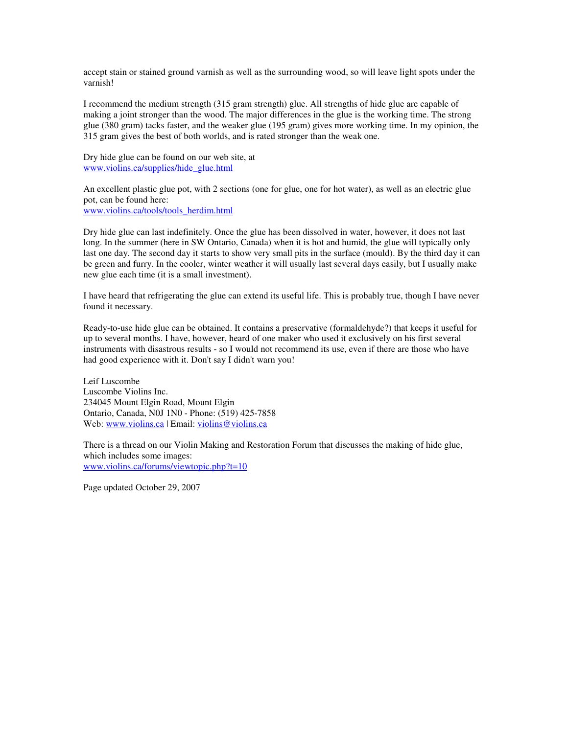accept stain or stained ground varnish as well as the surrounding wood, so will leave light spots under the varnish!

I recommend the medium strength (315 gram strength) glue. All strengths of hide glue are capable of making a joint stronger than the wood. The major differences in the glue is the working time. The strong glue (380 gram) tacks faster, and the weaker glue (195 gram) gives more working time. In my opinion, the 315 gram gives the best of both worlds, and is rated stronger than the weak one.

Dry hide glue can be found on our web site, at
www.violins.ca/supplies/hide_glue.html

An excellent plastic glue pot, with 2 sections (one for glue, one for hot water), as well as an electric glue pot, can be found here:
www.violins.ca/tools/tools_herdim.html

Dry hide glue can last indefinitely. Once the glue has been dissolved in water, however, it does not last long. In the summer (here in SW Ontario, Canada) when it is hot and humid, the glue will typically only last one day. The second day it starts to show very small pits in the surface (mould). By the third day it can be green and furry. In the cooler, winter weather it will usually last several days easily, but I usually make new glue each time (it is a small investment).

I have heard that refrigerating the glue can extend its useful life. This is probably true, though I have never found it necessary.

Ready-to-use hide glue can be obtained. It contains a preservative (formaldehyde?) that keeps it useful for up to several months. I have, however, heard of one maker who used it exclusively on his first several instruments with disastrous results - so I would not recommend its use, even if there are those who have had good experience with it. Don't say I didn't warn you!

Leif Luscombe
Luscombe Violins Inc.
234045 Mount Elgin Road, Mount Elgin
Ontario, Canada, N0J 1N0 - Phone: (519) 425-7858
Web: www.violins.ca | Email: violins@violins.ca

There is a thread on our Violin Making and Restoration Forum that discusses the making of hide glue, which includes some images:
www.violins.ca/forums/viewtopic.php?t=10

Page updated October 29, 2007